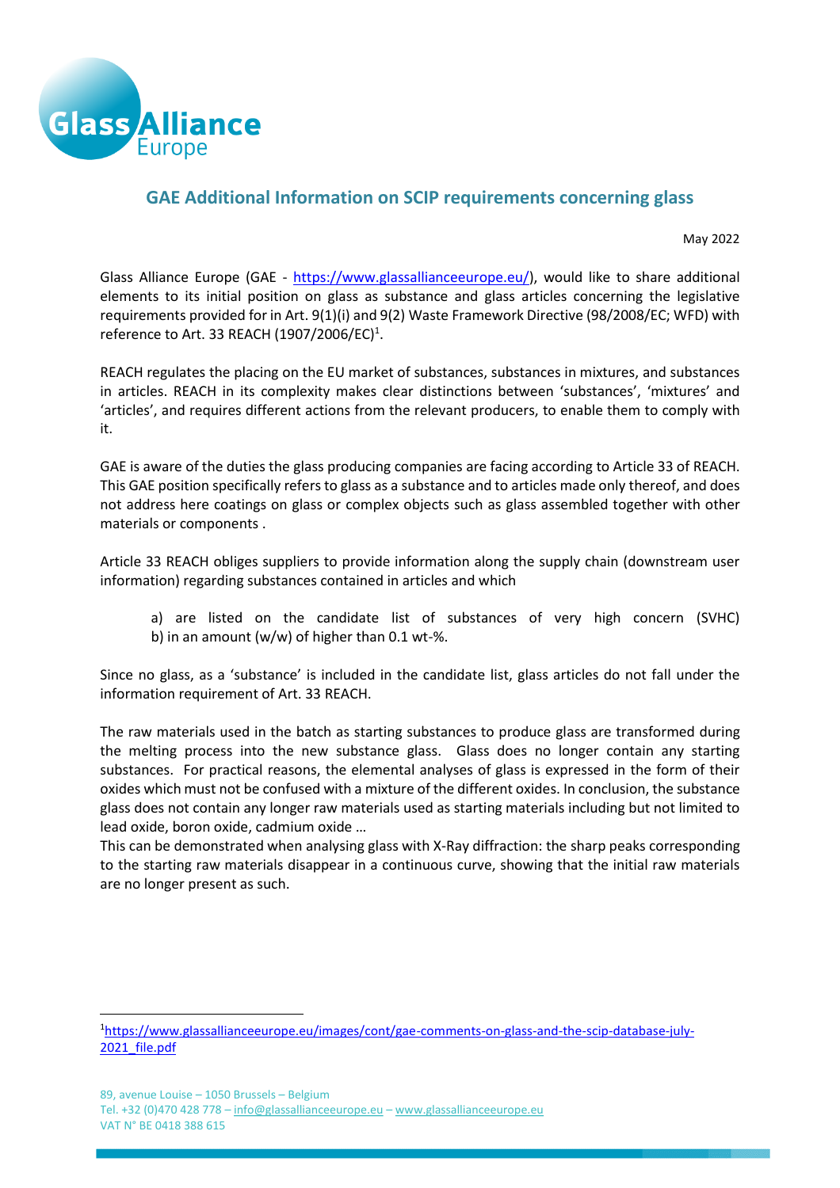## GAE Additional Information on SCIP requirements concerning glass

May 2022

Glass Alliance Europe (GAE - https://www.glassallianceeurope.eu/), would like to share additional elements to its initial position on glass as substance and glass articles concerning the legislative requirements provided for in Art. 9(1)(i) and 9(2) Waste Framework Directive (98/2008/EC; WFD) with reference to Art. 33 REACH (1907/2006/EC)[1].

REACH regulates the placing on the EU market of substances, substances in mixtures, and substances in articles. REACH in its complexity makes clear distinctions between 'substances', 'mixtures' and 'articles', and requires different actions from the relevant producers, to enable them to comply with it.

GAE is aware of the duties the glass producing companies are facing according to Article 33 of REACH. This GAE position specifically refers to glass as a substance and to articles made only thereof, and does not address here coatings on glass or complex objects such as glass assembled together with other materials or components .

Article 33 REACH obliges suppliers to provide information along the supply chain (downstream user information) regarding substances contained in articles and which

a) are listed on the candidate list of substances of very high concern (SVHC)
b) in an amount (w/w) of higher than 0.1 wt-%.

Since no glass, as a 'substance' is included in the candidate list, glass articles do not fall under the information requirement of Art. 33 REACH.

The raw materials used in the batch as starting substances to produce glass are transformed during the melting process into the new substance glass. Glass does no longer contain any starting substances. For practical reasons, the elemental analyses of glass is expressed in the form of their oxides which must not be confused with a mixture of the different oxides. In conclusion, the substance glass does not contain any longer raw materials used as starting materials including but not limited to lead oxide, boron oxide, cadmium oxide …
This can be demonstrated when analysing glass with X-Ray diffraction: the sharp peaks corresponding to the starting raw materials disappear in a continuous curve, showing that the initial raw materials are no longer present as such.

[1] https://www.glassallianceeurope.eu/images/cont/gae-comments-on-glass-and-the-scip-database-july-2021_file.pdf

89, avenue Louise – 1050 Brussels – Belgium
Tel. +32 (0)470 428 778 – info@glassallianceeurope.eu – www.glassallianceeurope.eu
VAT N° BE 0418 388 615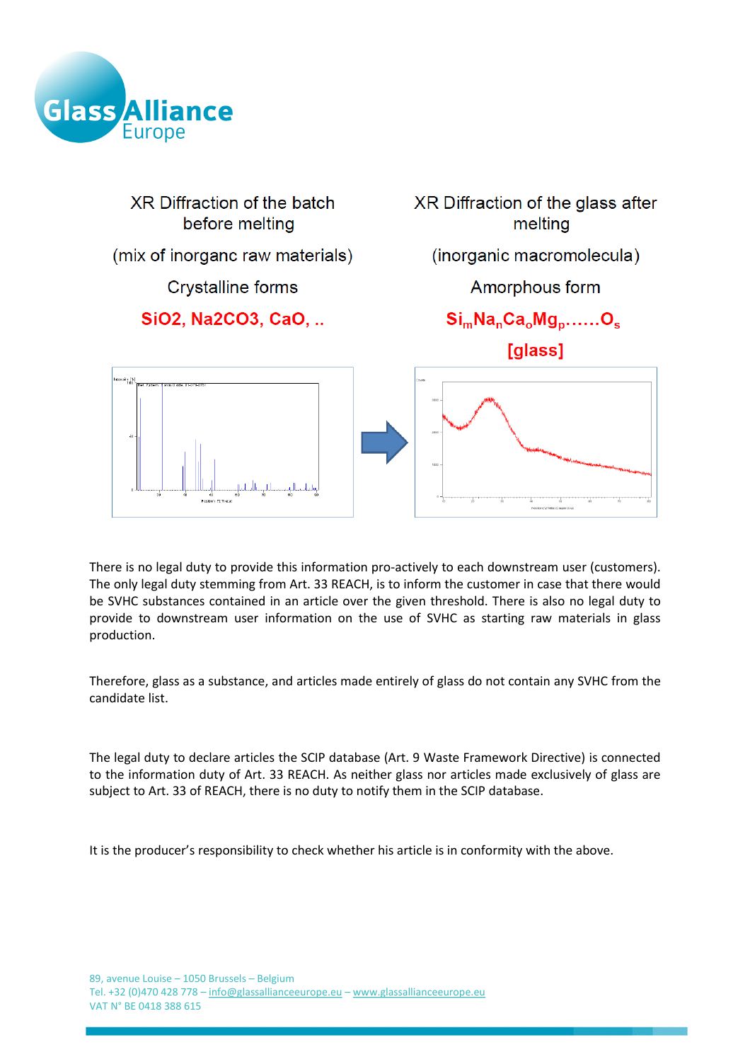| XR Diffraction of the batch before melting | XR Diffraction of the glass after melting |
| --- | --- |
| (mix of inorganc raw materials) | (inorganic macromolecula) |
| Crystalline forms | Amorphous form |
| $SiO_2$, $Na_2CO_3$, CaO, .. | $Si_mNa_nCa_oMg_p......O_s$ [glass] |

There is no legal duty to provide this information pro-actively to each downstream user (customers). The only legal duty stemming from Art. 33 REACH, is to inform the customer in case that there would be SVHC substances contained in an article over the given threshold. There is also no legal duty to provide to downstream user information on the use of SVHC as starting raw materials in glass production.

Therefore, glass as a substance, and articles made entirely of glass do not contain any SVHC from the candidate list.

The legal duty to declare articles the SCIP database (Art. 9 Waste Framework Directive) is connected to the information duty of Art. 33 REACH. As neither glass nor articles made exclusively of glass are subject to Art. 33 of REACH, there is no duty to notify them in the SCIP database.

It is the producer's responsibility to check whether his article is in conformity with the above.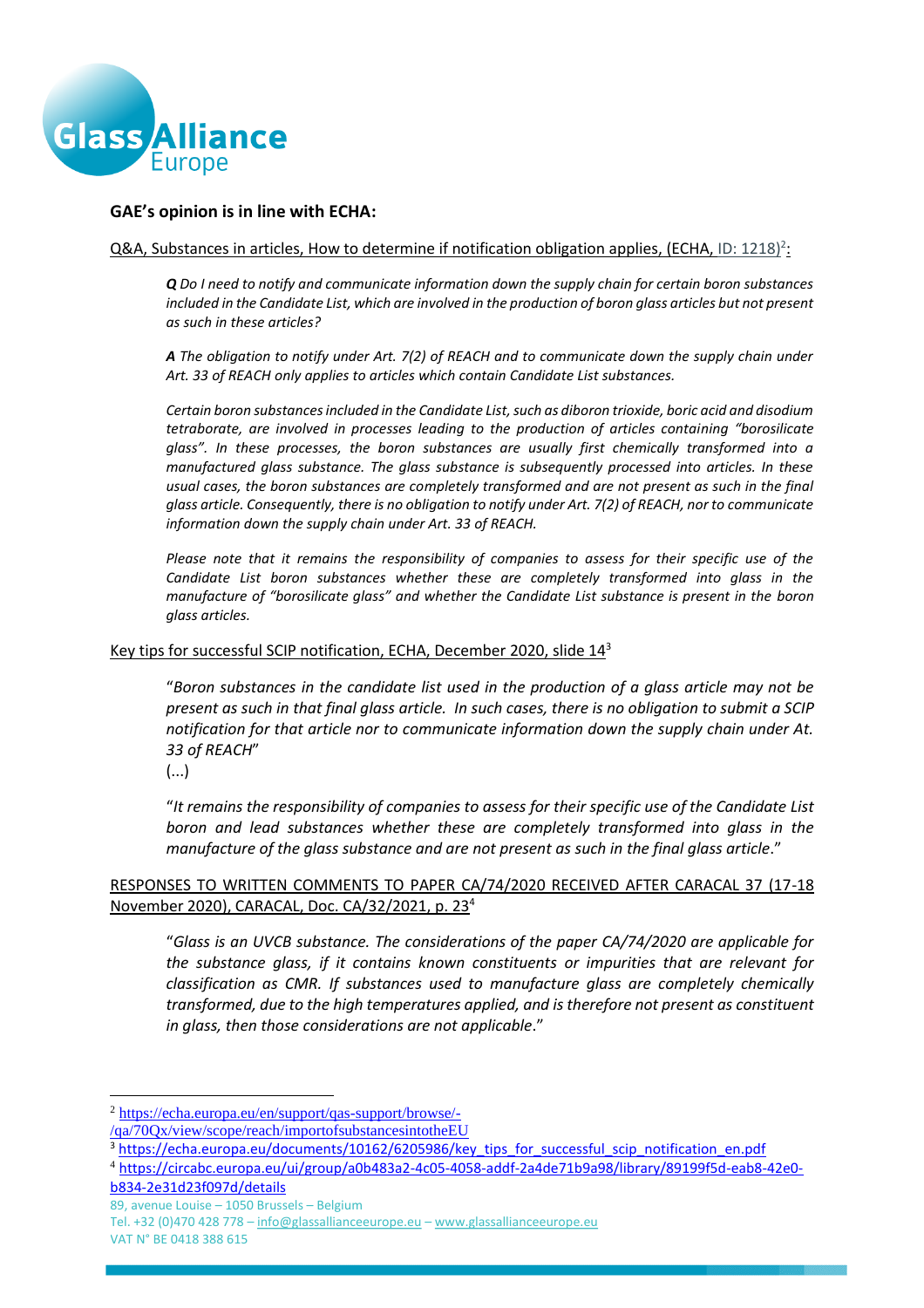**GAE's opinion is in line with ECHA:**

Q&A, Substances in articles, How to determine if notification obligation applies, (ECHA, ID: 1218)[2]:

> ***Q*** *Do I need to notify and communicate information down the supply chain for certain boron substances included in the Candidate List, which are involved in the production of boron glass articles but not present as such in these articles?*
>
> ***A*** *The obligation to notify under Art. 7(2) of REACH and to communicate down the supply chain under Art. 33 of REACH only applies to articles which contain Candidate List substances.*
>
> *Certain boron substances included in the Candidate List, such as diboron trioxide, boric acid and disodium tetraborate, are involved in processes leading to the production of articles containing "borosilicate glass". In these processes, the boron substances are usually first chemically transformed into a manufactured glass substance. The glass substance is subsequently processed into articles. In these usual cases, the boron substances are completely transformed and are not present as such in the final glass article. Consequently, there is no obligation to notify under Art. 7(2) of REACH, nor to communicate information down the supply chain under Art. 33 of REACH.*
>
> *Please note that it remains the responsibility of companies to assess for their specific use of the Candidate List boron substances whether these are completely transformed into glass in the manufacture of "borosilicate glass" and whether the Candidate List substance is present in the boron glass articles.*

Key tips for successful SCIP notification, ECHA, December 2020, slide 14[3]

> "*Boron substances in the candidate list used in the production of a glass article may not be present as such in that final glass article. In such cases, there is no obligation to submit a SCIP notification for that article nor to communicate information down the supply chain under At. 33 of REACH*"
>
> (...)
>
> "*It remains the responsibility of companies to assess for their specific use of the Candidate List boron and lead substances whether these are completely transformed into glass in the manufacture of the glass substance and are not present as such in the final glass article*."

RESPONSES TO WRITTEN COMMENTS TO PAPER CA/74/2020 RECEIVED AFTER CARACAL 37 (17-18 November 2020), CARACAL, Doc. CA/32/2021, p. 23[4]

> "*Glass is an UVCB substance. The considerations of the paper CA/74/2020 are applicable for the substance glass, if it contains known constituents or impurities that are relevant for classification as CMR. If substances used to manufacture glass are completely chemically transformed, due to the high temperatures applied, and is therefore not present as constituent in glass, then those considerations are not applicable*."

---

[2] https://echa.europa.eu/en/support/qas-support/browse/-/qa/70Qx/view/scope/reach/importofsubstancesintotheEU

[3] https://echa.europa.eu/documents/10162/6205986/key_tips_for_successful_scip_notification_en.pdf

[4] https://circabc.europa.eu/ui/group/a0b483a2-4c05-4058-addf-2a4de71b9a98/library/89199f5d-eab8-42e0-b834-2e31d23f097d/details